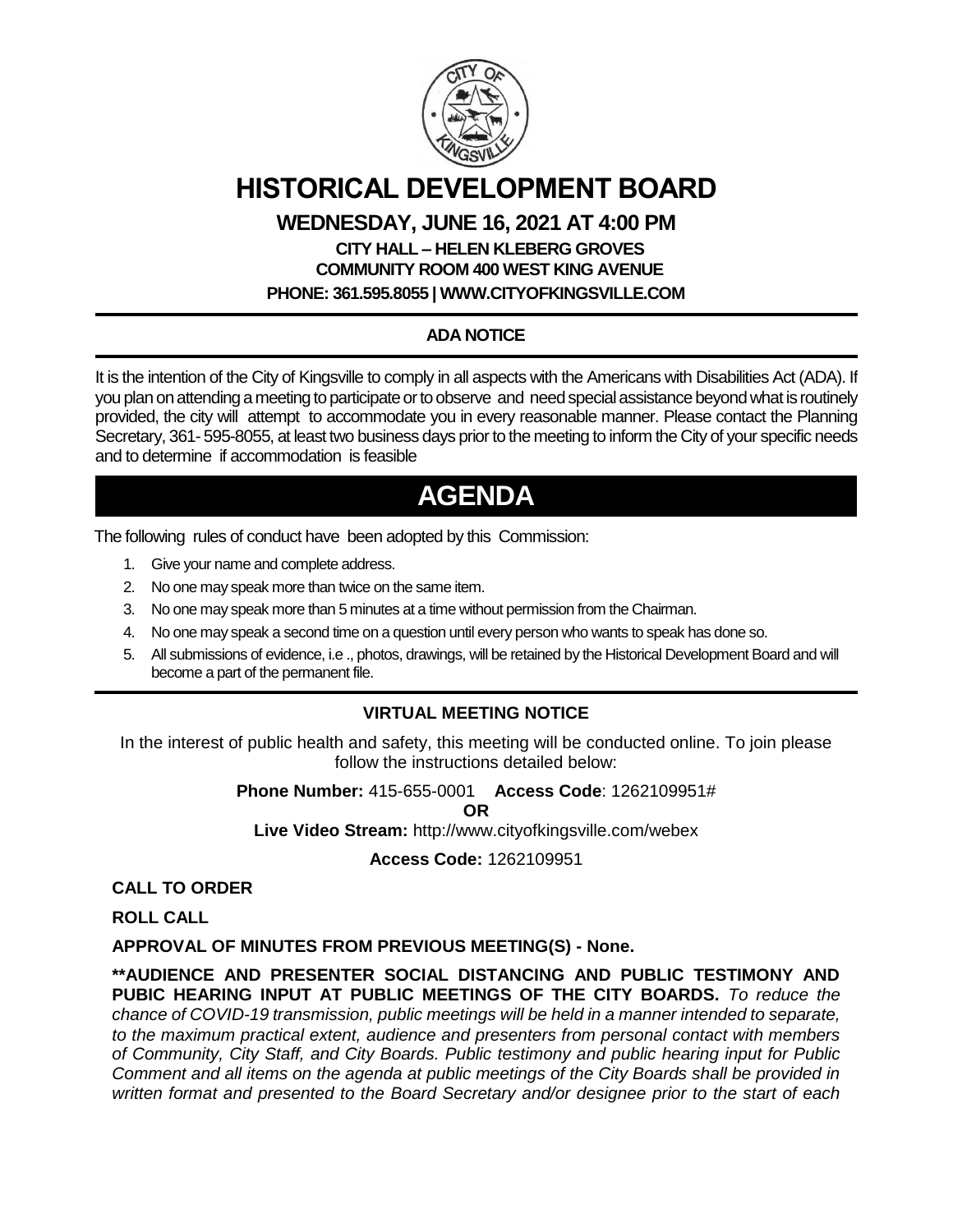# HISTORICAL DEVELOPMENT BOARD

## WEDNESDAY, JUNE 16, 2021 AT 4:00 PM

**CITY HALL – HELEN KLEBERG GROVES**
**COMMUNITY ROOM 400 WEST KING AVENUE**
**PHONE: 361.595.8055 | WWW.CITYOFKINGSVILLE.COM**

### ADA NOTICE

It is the intention of the City of Kingsville to comply in all aspects with the Americans with Disabilities Act (ADA). If you plan on attending a meeting to participate or to observe and need special assistance beyond what is routinely provided, the city will attempt to accommodate you in every reasonable manner. Please contact the Planning Secretary, 361- 595-8055, at least two business days prior to the meeting to inform the City of your specific needs and to determine if accommodation is feasible

## AGENDA

The following rules of conduct have been adopted by this Commission:

1. Give your name and complete address.
2. No one may speak more than twice on the same item.
3. No one may speak more than 5 minutes at a time without permission from the Chairman.
4. No one may speak a second time on a question until every person who wants to speak has done so.
5. All submissions of evidence, i.e ., photos, drawings, will be retained by the Historical Development Board and will become a part of the permanent file.

### VIRTUAL MEETING NOTICE

In the interest of public health and safety, this meeting will be conducted online. To join please follow the instructions detailed below:

**Phone Number:** 415-655-0001 **Access Code**: 1262109951#

**OR**

**Live Video Stream:** http://www.cityofkingsville.com/webex

**Access Code:** 1262109951

**CALL TO ORDER**

**ROLL CALL**

**APPROVAL OF MINUTES FROM PREVIOUS MEETING(S) - None.**

**\*\*AUDIENCE AND PRESENTER SOCIAL DISTANCING AND PUBLIC TESTIMONY AND PUBIC HEARING INPUT AT PUBLIC MEETINGS OF THE CITY BOARDS.** *To reduce the chance of COVID-19 transmission, public meetings will be held in a manner intended to separate, to the maximum practical extent, audience and presenters from personal contact with members of Community, City Staff, and City Boards. Public testimony and public hearing input for Public Comment and all items on the agenda at public meetings of the City Boards shall be provided in written format and presented to the Board Secretary and/or designee prior to the start of each*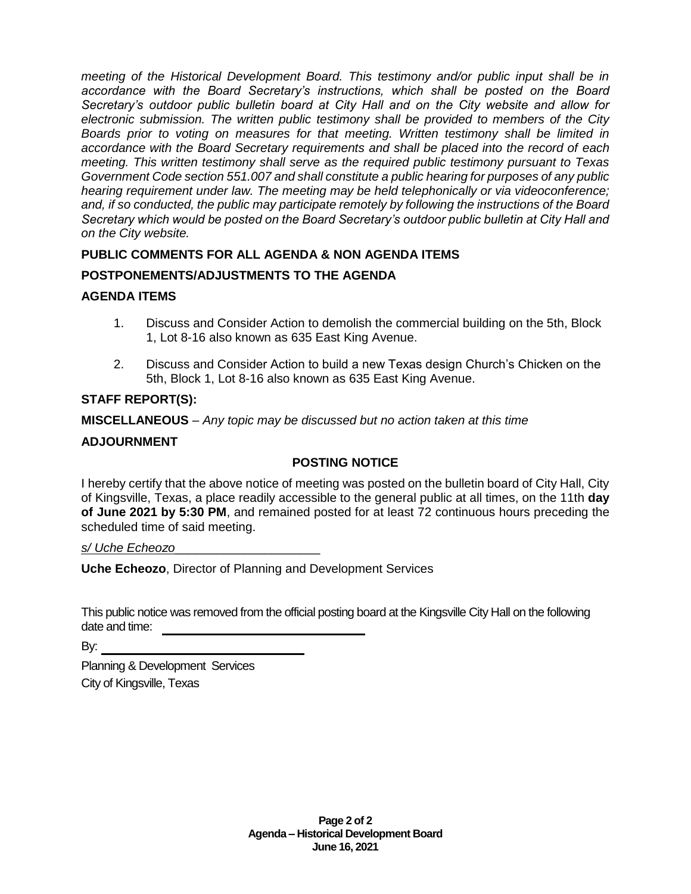*meeting of the Historical Development Board. This testimony and/or public input shall be in accordance with the Board Secretary's instructions, which shall be posted on the Board Secretary's outdoor public bulletin board at City Hall and on the City website and allow for electronic submission. The written public testimony shall be provided to members of the City Boards prior to voting on measures for that meeting. Written testimony shall be limited in accordance with the Board Secretary requirements and shall be placed into the record of each meeting. This written testimony shall serve as the required public testimony pursuant to Texas Government Code section 551.007 and shall constitute a public hearing for purposes of any public hearing requirement under law. The meeting may be held telephonically or via videoconference; and, if so conducted, the public may participate remotely by following the instructions of the Board Secretary which would be posted on the Board Secretary's outdoor public bulletin at City Hall and on the City website.*

**PUBLIC COMMENTS FOR ALL AGENDA & NON AGENDA ITEMS**

**POSTPONEMENTS/ADJUSTMENTS TO THE AGENDA**

**AGENDA ITEMS**

1. Discuss and Consider Action to demolish the commercial building on the 5th, Block 1, Lot 8-16 also known as 635 East King Avenue.

2. Discuss and Consider Action to build a new Texas design Church's Chicken on the 5th, Block 1, Lot 8-16 also known as 635 East King Avenue.

**STAFF REPORT(S):**

**MISCELLANEOUS** – *Any topic may be discussed but no action taken at this time*

**ADJOURNMENT**

**POSTING NOTICE**

I hereby certify that the above notice of meeting was posted on the bulletin board of City Hall, City of Kingsville, Texas, a place readily accessible to the general public at all times, on the 11th **day of June 2021 by 5:30 PM**, and remained posted for at least 72 continuous hours preceding the scheduled time of said meeting.

*s/ Uche Echeozo*

**Uche Echeozo**, Director of Planning and Development Services

This public notice was removed from the official posting board at the Kingsville City Hall on the following date and time: ______________________

By: ______________________

Planning & Development Services
City of Kingsville, Texas